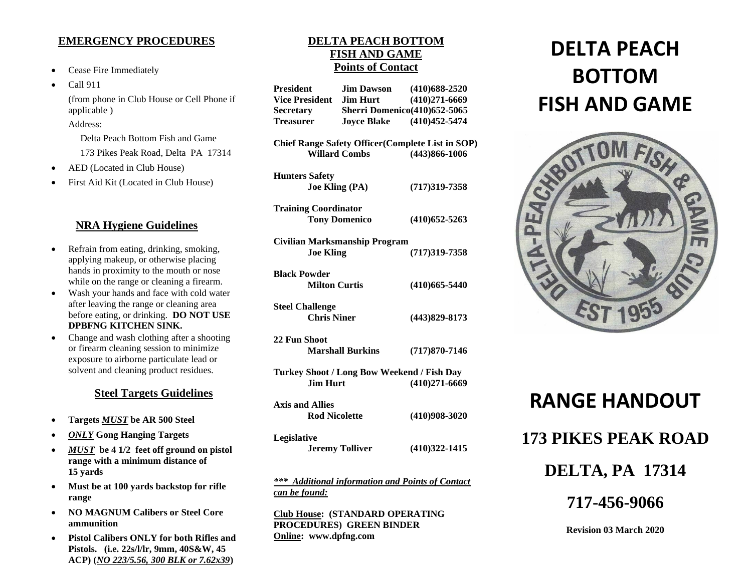## EMERGENCY PROCEDURES

- Cease Fire Immediately
- Call 911

  (from phone in Club House or Cell Phone if applicable )

  Address:

  Delta Peach Bottom Fish and Game

  173 Pikes Peak Road, Delta PA 17314
- AED (Located in Club House)
- First Aid Kit (Located in Club House)

## NRA Hygiene Guidelines

- Refrain from eating, drinking, smoking, applying makeup, or otherwise placing hands in proximity to the mouth or nose while on the range or cleaning a firearm.
- Wash your hands and face with cold water after leaving the range or cleaning area before eating, or drinking. **DO NOT USE DPBFNG KITCHEN SINK.**
- Change and wash clothing after a shooting or firearm cleaning session to minimize exposure to airborne particulate lead or solvent and cleaning product residues.

## Steel Targets Guidelines

- **Targets *MUST* be AR 500 Steel**
- ***ONLY* Gong Hanging Targets**
- ***MUST* be 4 1/2 feet off ground on pistol range with a minimum distance of 15 yards**
- **Must be at 100 yards backstop for rifle range**
- **NO MAGNUM Calibers or Steel Core ammunition**
- **Pistol Calibers ONLY for both Rifles and Pistols. (i.e. 22s/l/lr, 9mm, 40S&W, 45 ACP) (*NO 223/5.56, 300 BLK or 7.62x39*)**

## DELTA PEACH BOTTOM FISH AND GAME Points of Contact

**President** **Jim Dawson** **(410)688-2520**
**Vice President** **Jim Hurt** **(410)271-6669**
**Secretary** **Sherri Domenico(410)652-5065**
**Treasurer** **Joyce Blake** **(410)452-5474**

**Chief Range Safety Officer(Complete List in SOP)**
**Willard Combs** **(443)866-1006**

**Hunters Safety**
**Joe Kling (PA)** **(717)319-7358**

**Training Coordinator**
**Tony Domenico** **(410)652-5263**

**Civilian Marksmanship Program**
**Joe Kling** **(717)319-7358**

**Black Powder**
**Milton Curtis** **(410)665-5440**

**Steel Challenge**
**Chris Niner** **(443)829-8173**

**22 Fun Shoot**
**Marshall Burkins** **(717)870-7146**

**Turkey Shoot / Long Bow Weekend / Fish Day**
**Jim Hurt** **(410)271-6669**

**Axis and Allies**
**Rod Nicolette** **(410)908-3020**

**Legislative**
**Jeremy Tolliver** **(410)322-1415**

***\*\*\* Additional information and Points of Contact can be found:***

**Club House: (STANDARD OPERATING PROCEDURES) GREEN BINDER**
**Online: www.dpfng.com**

# DELTA PEACH BOTTOM FISH AND GAME

DELTA-PEACHBOTTOM FISH & GAME CLUB EST 1955

# RANGE HANDOUT

## 173 PIKES PEAK ROAD

## DELTA, PA 17314

## 717-456-9066

**Revision 03 March 2020**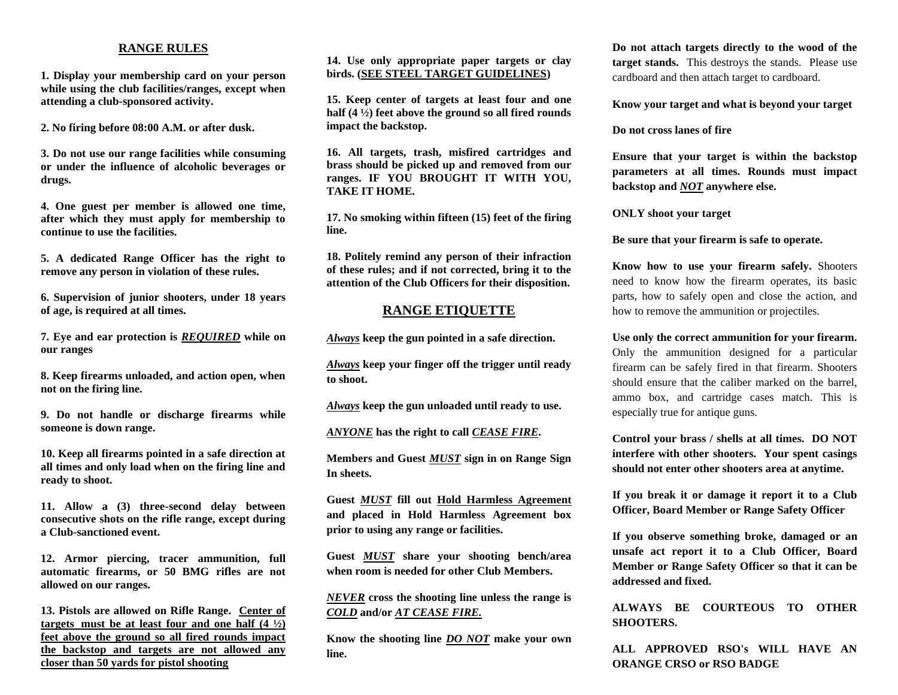## RANGE RULES

**1. Display your membership card on your person while using the club facilities/ranges, except when attending a club-sponsored activity.**

**2. No firing before 08:00 A.M. or after dusk.**

**3. Do not use our range facilities while consuming or under the influence of alcoholic beverages or drugs.**

**4. One guest per member is allowed one time, after which they must apply for membership to continue to use the facilities.**

**5. A dedicated Range Officer has the right to remove any person in violation of these rules.**

**6. Supervision of junior shooters, under 18 years of age, is required at all times.**

**7. Eye and ear protection is *REQUIRED* while on our ranges**

**8. Keep firearms unloaded, and action open, when not on the firing line.**

**9. Do not handle or discharge firearms while someone is down range.**

**10. Keep all firearms pointed in a safe direction at all times and only load when on the firing line and ready to shoot.**

**11. Allow a (3) three-second delay between consecutive shots on the rifle range, except during a Club-sanctioned event.**

**12. Armor piercing, tracer ammunition, full automatic firearms, or 50 BMG rifles are not allowed on our ranges.**

**13. Pistols are allowed on Rifle Range. Center of targets must be at least four and one half (4 ½) feet above the ground so all fired rounds impact the backstop and targets are not allowed any closer than 50 yards for pistol shooting**

**14. Use only appropriate paper targets or clay birds. (SEE STEEL TARGET GUIDELINES)**

**15. Keep center of targets at least four and one half (4 ½) feet above the ground so all fired rounds impact the backstop.**

**16. All targets, trash, misfired cartridges and brass should be picked up and removed from our ranges. IF YOU BROUGHT IT WITH YOU, TAKE IT HOME.**

**17. No smoking within fifteen (15) feet of the firing line.**

**18. Politely remind any person of their infraction of these rules; and if not corrected, bring it to the attention of the Club Officers for their disposition.**

## RANGE ETIQUETTE

***Always* keep the gun pointed in a safe direction.**

***Always* keep your finger off the trigger until ready to shoot.**

***Always* keep the gun unloaded until ready to use.**

***ANYONE* has the right to call *CEASE FIRE*.**

**Members and Guest *MUST* sign in on Range Sign In sheets.**

**Guest *MUST* fill out Hold Harmless Agreement and placed in Hold Harmless Agreement box prior to using any range or facilities.**

**Guest *MUST* share your shooting bench/area when room is needed for other Club Members.**

***NEVER* cross the shooting line unless the range is *COLD* and/or *AT CEASE FIRE*.**

**Know the shooting line *DO NOT* make your own line.**

**Do not attach targets directly to the wood of the target stands.** This destroys the stands. Please use cardboard and then attach target to cardboard.

**Know your target and what is beyond your target**

**Do not cross lanes of fire**

**Ensure that your target is within the backstop parameters at all times. Rounds must impact backstop and *NOT* anywhere else.**

**ONLY shoot your target**

**Be sure that your firearm is safe to operate.**

**Know how to use your firearm safely.** Shooters need to know how the firearm operates, its basic parts, how to safely open and close the action, and how to remove the ammunition or projectiles.

**Use only the correct ammunition for your firearm.** Only the ammunition designed for a particular firearm can be safely fired in that firearm. Shooters should ensure that the caliber marked on the barrel, ammo box, and cartridge cases match. This is especially true for antique guns.

**Control your brass / shells at all times. DO NOT interfere with other shooters. Your spent casings should not enter other shooters area at anytime.**

**If you break it or damage it report it to a Club Officer, Board Member or Range Safety Officer**

**If you observe something broke, damaged or an unsafe act report it to a Club Officer, Board Member or Range Safety Officer so that it can be addressed and fixed.**

**ALWAYS BE COURTEOUS TO OTHER SHOOTERS.**

**ALL APPROVED RSO's WILL HAVE AN ORANGE CRSO or RSO BADGE**